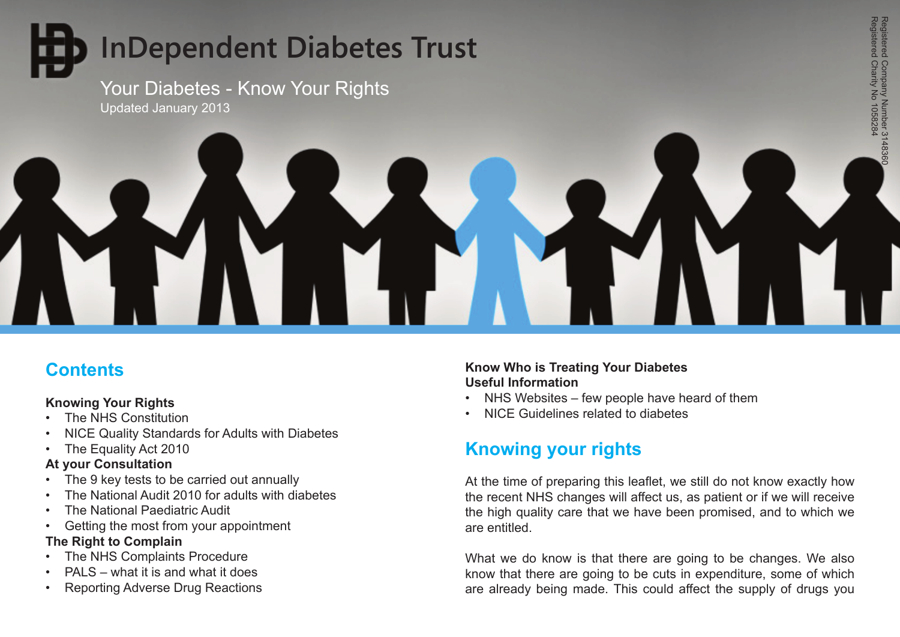# InDependent Diabetes Trust

Your Diabetes - Know Your Rights

Updated January 2013

Registered Company Number 3148360
Registered Charity No 1058284

## Contents

**Knowing Your Rights**
- The NHS Constitution
- NICE Quality Standards for Adults with Diabetes
- The Equality Act 2010

**At your Consultation**
- The 9 key tests to be carried out annually
- The National Audit 2010 for adults with diabetes
- The National Paediatric Audit
- Getting the most from your appointment

**The Right to Complain**
- The NHS Complaints Procedure
- PALS – what it is and what it does
- Reporting Adverse Drug Reactions

**Know Who is Treating Your Diabetes**

**Useful Information**
- NHS Websites – few people have heard of them
- NICE Guidelines related to diabetes

## Knowing your rights

At the time of preparing this leaflet, we still do not know exactly how the recent NHS changes will affect us, as patient or if we will receive the high quality care that we have been promised, and to which we are entitled.

What we do know is that there are going to be changes. We also know that there are going to be cuts in expenditure, some of which are already being made. This could affect the supply of drugs you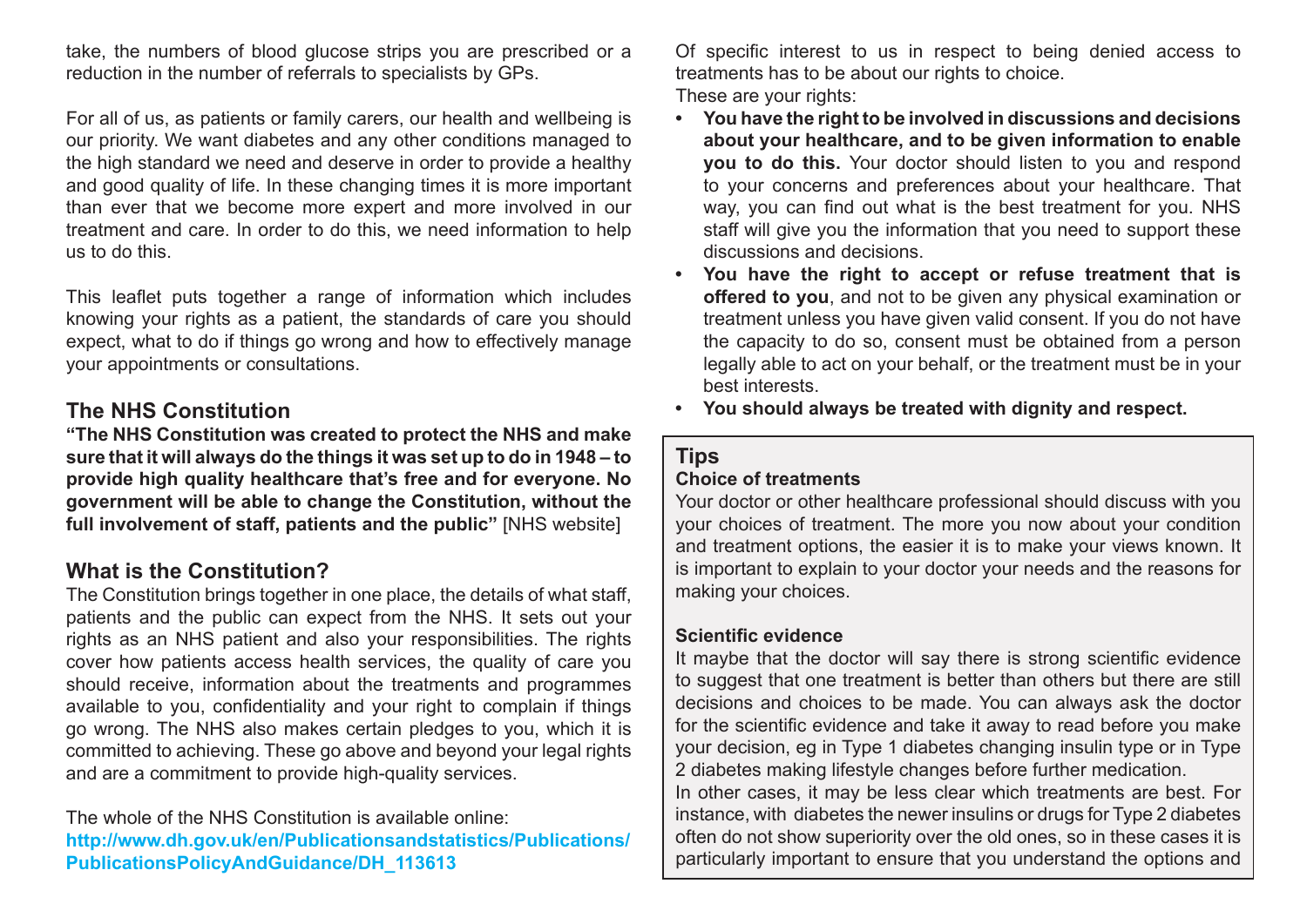take, the numbers of blood glucose strips you are prescribed or a reduction in the number of referrals to specialists by GPs.

For all of us, as patients or family carers, our health and wellbeing is our priority. We want diabetes and any other conditions managed to the high standard we need and deserve in order to provide a healthy and good quality of life. In these changing times it is more important than ever that we become more expert and more involved in our treatment and care. In order to do this, we need information to help us to do this.

This leaflet puts together a range of information which includes knowing your rights as a patient, the standards of care you should expect, what to do if things go wrong and how to effectively manage your appointments or consultations.

## The NHS Constitution

**"The NHS Constitution was created to protect the NHS and make sure that it will always do the things it was set up to do in 1948 – to provide high quality healthcare that's free and for everyone. No government will be able to change the Constitution, without the full involvement of staff, patients and the public"** [NHS website]

## What is the Constitution?

The Constitution brings together in one place, the details of what staff, patients and the public can expect from the NHS. It sets out your rights as an NHS patient and also your responsibilities. The rights cover how patients access health services, the quality of care you should receive, information about the treatments and programmes available to you, confidentiality and your right to complain if things go wrong. The NHS also makes certain pledges to you, which it is committed to achieving. These go above and beyond your legal rights and are a commitment to provide high-quality services.

The whole of the NHS Constitution is available online:
**http://www.dh.gov.uk/en/Publicationsandstatistics/Publications/PublicationsPolicyAndGuidance/DH_113613**

Of specific interest to us in respect to being denied access to treatments has to be about our rights to choice.
These are your rights:

- **You have the right to be involved in discussions and decisions about your healthcare, and to be given information to enable you to do this.** Your doctor should listen to you and respond to your concerns and preferences about your healthcare. That way, you can find out what is the best treatment for you. NHS staff will give you the information that you need to support these discussions and decisions.
- **You have the right to accept or refuse treatment that is offered to you**, and not to be given any physical examination or treatment unless you have given valid consent. If you do not have the capacity to do so, consent must be obtained from a person legally able to act on your behalf, or the treatment must be in your best interests.
- **You should always be treated with dignity and respect.**

## Tips

### Choice of treatments

Your doctor or other healthcare professional should discuss with you your choices of treatment. The more you now about your condition and treatment options, the easier it is to make your views known. It is important to explain to your doctor your needs and the reasons for making your choices.

### Scientific evidence

It maybe that the doctor will say there is strong scientific evidence to suggest that one treatment is better than others but there are still decisions and choices to be made. You can always ask the doctor for the scientific evidence and take it away to read before you make your decision, eg in Type 1 diabetes changing insulin type or in Type 2 diabetes making lifestyle changes before further medication.
In other cases, it may be less clear which treatments are best. For instance, with diabetes the newer insulins or drugs for Type 2 diabetes often do not show superiority over the old ones, so in these cases it is particularly important to ensure that you understand the options and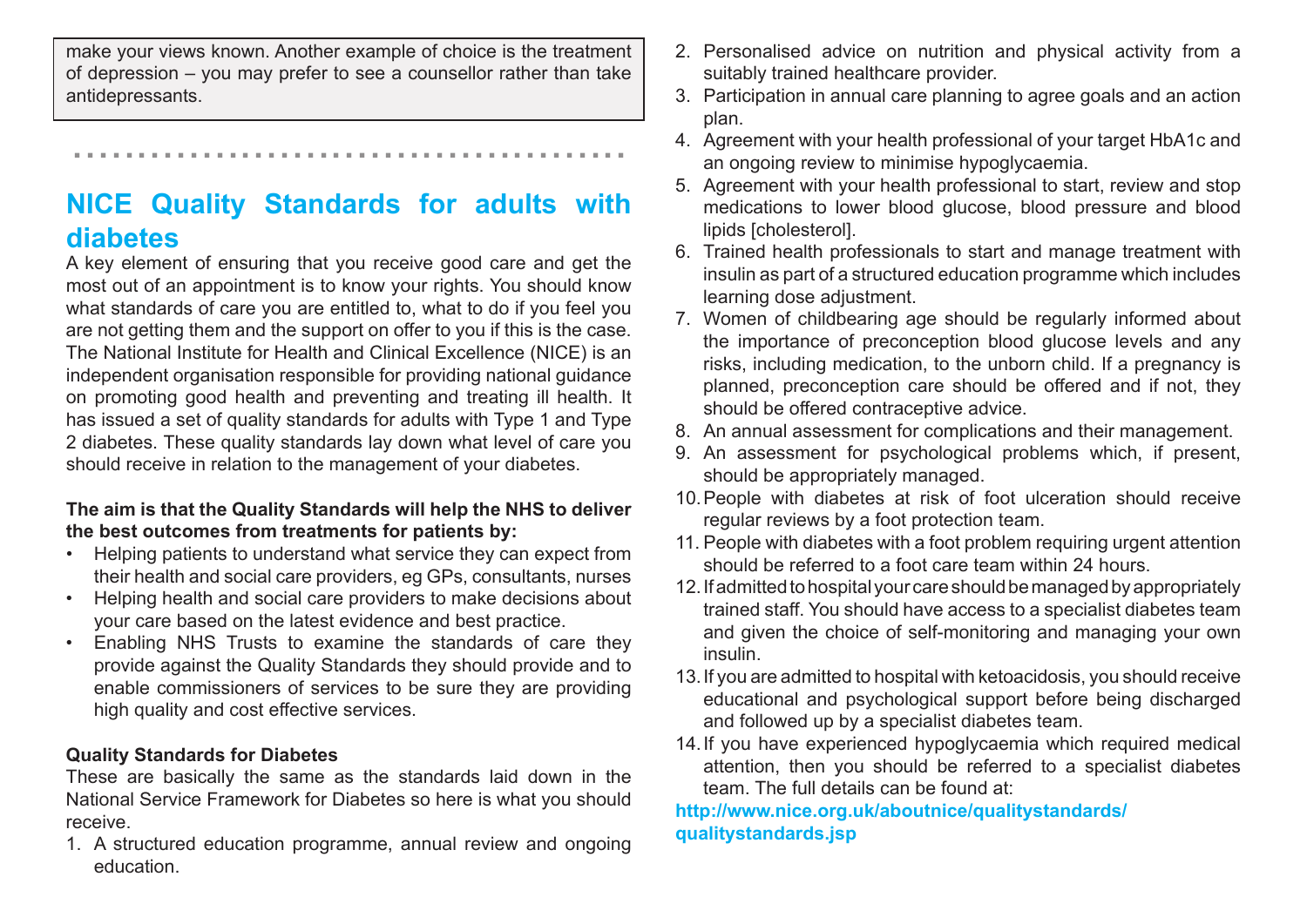make your views known. Another example of choice is the treatment of depression – you may prefer to see a counsellor rather than take antidepressants.

## NICE Quality Standards for adults with diabetes

A key element of ensuring that you receive good care and get the most out of an appointment is to know your rights. You should know what standards of care you are entitled to, what to do if you feel you are not getting them and the support on offer to you if this is the case. The National Institute for Health and Clinical Excellence (NICE) is an independent organisation responsible for providing national guidance on promoting good health and preventing and treating ill health. It has issued a set of quality standards for adults with Type 1 and Type 2 diabetes. These quality standards lay down what level of care you should receive in relation to the management of your diabetes.

**The aim is that the Quality Standards will help the NHS to deliver the best outcomes from treatments for patients by:**

- Helping patients to understand what service they can expect from their health and social care providers, eg GPs, consultants, nurses
- Helping health and social care providers to make decisions about your care based on the latest evidence and best practice.
- Enabling NHS Trusts to examine the standards of care they provide against the Quality Standards they should provide and to enable commissioners of services to be sure they are providing high quality and cost effective services.

**Quality Standards for Diabetes**

These are basically the same as the standards laid down in the National Service Framework for Diabetes so here is what you should receive.

1. A structured education programme, annual review and ongoing education.
2. Personalised advice on nutrition and physical activity from a suitably trained healthcare provider.
3. Participation in annual care planning to agree goals and an action plan.
4. Agreement with your health professional of your target HbA1c and an ongoing review to minimise hypoglycaemia.
5. Agreement with your health professional to start, review and stop medications to lower blood glucose, blood pressure and blood lipids [cholesterol].
6. Trained health professionals to start and manage treatment with insulin as part of a structured education programme which includes learning dose adjustment.
7. Women of childbearing age should be regularly informed about the importance of preconception blood glucose levels and any risks, including medication, to the unborn child. If a pregnancy is planned, preconception care should be offered and if not, they should be offered contraceptive advice.
8. An annual assessment for complications and their management.
9. An assessment for psychological problems which, if present, should be appropriately managed.
10. People with diabetes at risk of foot ulceration should receive regular reviews by a foot protection team.
11. People with diabetes with a foot problem requiring urgent attention should be referred to a foot care team within 24 hours.
12. If admitted to hospital your care should be managed by appropriately trained staff. You should have access to a specialist diabetes team and given the choice of self-monitoring and managing your own insulin.
13. If you are admitted to hospital with ketoacidosis, you should receive educational and psychological support before being discharged and followed up by a specialist diabetes team.
14. If you have experienced hypoglycaemia which required medical attention, then you should be referred to a specialist diabetes team. The full details can be found at:

**http://www.nice.org.uk/aboutnice/qualitystandards/qualitystandards.jsp**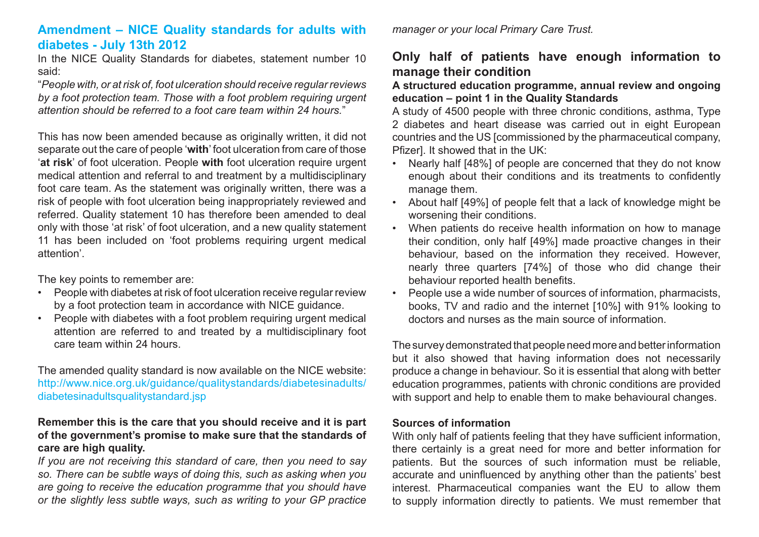## Amendment – NICE Quality standards for adults with diabetes - July 13th 2012

In the NICE Quality Standards for diabetes, statement number 10 said:

"*People with, or at risk of, foot ulceration should receive regular reviews by a foot protection team. Those with a foot problem requiring urgent attention should be referred to a foot care team within 24 hours.*"

This has now been amended because as originally written, it did not separate out the care of people '**with**' foot ulceration from care of those '**at risk**' of foot ulceration. People **with** foot ulceration require urgent medical attention and referral to and treatment by a multidisciplinary foot care team. As the statement was originally written, there was a risk of people with foot ulceration being inappropriately reviewed and referred. Quality statement 10 has therefore been amended to deal only with those 'at risk' of foot ulceration, and a new quality statement 11 has been included on 'foot problems requiring urgent medical attention'.

The key points to remember are:

- People with diabetes at risk of foot ulceration receive regular review by a foot protection team in accordance with NICE guidance.
- People with diabetes with a foot problem requiring urgent medical attention are referred to and treated by a multidisciplinary foot care team within 24 hours.

The amended quality standard is now available on the NICE website: http://www.nice.org.uk/guidance/qualitystandards/diabetesinadults/diabetesinadultsqualitystandard.jsp

**Remember this is the care that you should receive and it is part of the government's promise to make sure that the standards of care are high quality.**

*If you are not receiving this standard of care, then you need to say so. There can be subtle ways of doing this, such as asking when you are going to receive the education programme that you should have or the slightly less subtle ways, such as writing to your GP practice manager or your local Primary Care Trust.*

## Only half of patients have enough information to manage their condition

**A structured education programme, annual review and ongoing education – point 1 in the Quality Standards**

A study of 4500 people with three chronic conditions, asthma, Type 2 diabetes and heart disease was carried out in eight European countries and the US [commissioned by the pharmaceutical company, Pfizer]. It showed that in the UK:

- Nearly half [48%] of people are concerned that they do not know enough about their conditions and its treatments to confidently manage them.
- About half [49%] of people felt that a lack of knowledge might be worsening their conditions.
- When patients do receive health information on how to manage their condition, only half [49%] made proactive changes in their behaviour, based on the information they received. However, nearly three quarters [74%] of those who did change their behaviour reported health benefits.
- People use a wide number of sources of information, pharmacists, books, TV and radio and the internet [10%] with 91% looking to doctors and nurses as the main source of information.

The survey demonstrated that people need more and better information but it also showed that having information does not necessarily produce a change in behaviour. So it is essential that along with better education programmes, patients with chronic conditions are provided with support and help to enable them to make behavioural changes.

### Sources of information

With only half of patients feeling that they have sufficient information, there certainly is a great need for more and better information for patients. But the sources of such information must be reliable, accurate and uninfluenced by anything other than the patients' best interest. Pharmaceutical companies want the EU to allow them to supply information directly to patients. We must remember that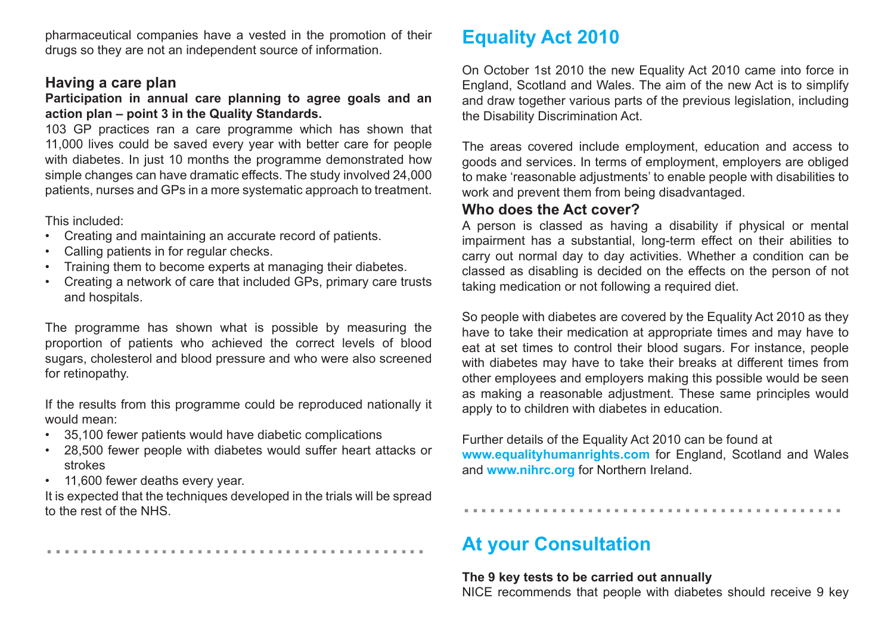pharmaceutical companies have a vested in the promotion of their drugs so they are not an independent source of information.

### Having a care plan

**Participation in annual care planning to agree goals and an action plan – point 3 in the Quality Standards.**

103 GP practices ran a care programme which has shown that 11,000 lives could be saved every year with better care for people with diabetes. In just 10 months the programme demonstrated how simple changes can have dramatic effects. The study involved 24,000 patients, nurses and GPs in a more systematic approach to treatment.

This included:

- Creating and maintaining an accurate record of patients.
- Calling patients in for regular checks.
- Training them to become experts at managing their diabetes.
- Creating a network of care that included GPs, primary care trusts and hospitals.

The programme has shown what is possible by measuring the proportion of patients who achieved the correct levels of blood sugars, cholesterol and blood pressure and who were also screened for retinopathy.

If the results from this programme could be reproduced nationally it would mean:

- 35,100 fewer patients would have diabetic complications
- 28,500 fewer people with diabetes would suffer heart attacks or strokes
- 11,600 fewer deaths every year.

It is expected that the techniques developed in the trials will be spread to the rest of the NHS.

## Equality Act 2010

On October 1st 2010 the new Equality Act 2010 came into force in England, Scotland and Wales. The aim of the new Act is to simplify and draw together various parts of the previous legislation, including the Disability Discrimination Act.

The areas covered include employment, education and access to goods and services. In terms of employment, employers are obliged to make 'reasonable adjustments' to enable people with disabilities to work and prevent them from being disadvantaged.

### Who does the Act cover?

A person is classed as having a disability if physical or mental impairment has a substantial, long-term effect on their abilities to carry out normal day to day activities. Whether a condition can be classed as disabling is decided on the effects on the person of not taking medication or not following a required diet.

So people with diabetes are covered by the Equality Act 2010 as they have to take their medication at appropriate times and may have to eat at set times to control their blood sugars. For instance, people with diabetes may have to take their breaks at different times from other employees and employers making this possible would be seen as making a reasonable adjustment. These same principles would apply to to children with diabetes in education.

Further details of the Equality Act 2010 can be found at **www.equalityhumanrights.com** for England, Scotland and Wales and **www.nihrc.org** for Northern Ireland.

## At your Consultation

**The 9 key tests to be carried out annually**

NICE recommends that people with diabetes should receive 9 key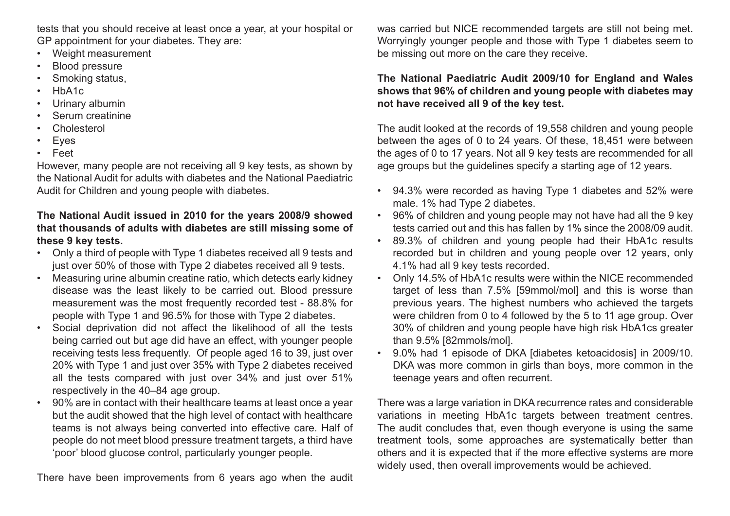tests that you should receive at least once a year, at your hospital or GP appointment for your diabetes. They are:

- Weight measurement
- Blood pressure
- Smoking status,
- HbA1c
- Urinary albumin
- Serum creatinine
- Cholesterol
- Eyes
- Feet

However, many people are not receiving all 9 key tests, as shown by the National Audit for adults with diabetes and the National Paediatric Audit for Children and young people with diabetes.

**The National Audit issued in 2010 for the years 2008/9 showed that thousands of adults with diabetes are still missing some of these 9 key tests.**

- Only a third of people with Type 1 diabetes received all 9 tests and just over 50% of those with Type 2 diabetes received all 9 tests.
- Measuring urine albumin creatine ratio, which detects early kidney disease was the least likely to be carried out. Blood pressure measurement was the most frequently recorded test - 88.8% for people with Type 1 and 96.5% for those with Type 2 diabetes.
- Social deprivation did not affect the likelihood of all the tests being carried out but age did have an effect, with younger people receiving tests less frequently. Of people aged 16 to 39, just over 20% with Type 1 and just over 35% with Type 2 diabetes received all the tests compared with just over 34% and just over 51% respectively in the 40–84 age group.
- 90% are in contact with their healthcare teams at least once a year but the audit showed that the high level of contact with healthcare teams is not always being converted into effective care. Half of people do not meet blood pressure treatment targets, a third have 'poor' blood glucose control, particularly younger people.

There have been improvements from 6 years ago when the audit was carried but NICE recommended targets are still not being met. Worryingly younger people and those with Type 1 diabetes seem to be missing out more on the care they receive.

**The National Paediatric Audit 2009/10 for England and Wales shows that 96% of children and young people with diabetes may not have received all 9 of the key test.**

The audit looked at the records of 19,558 children and young people between the ages of 0 to 24 years. Of these, 18,451 were between the ages of 0 to 17 years. Not all 9 key tests are recommended for all age groups but the guidelines specify a starting age of 12 years.

- 94.3% were recorded as having Type 1 diabetes and 52% were male. 1% had Type 2 diabetes.
- 96% of children and young people may not have had all the 9 key tests carried out and this has fallen by 1% since the 2008/09 audit.
- 89.3% of children and young people had their HbA1c results recorded but in children and young people over 12 years, only 4.1% had all 9 key tests recorded.
- Only 14.5% of HbA1c results were within the NICE recommended target of less than 7.5% [59mmol/mol] and this is worse than previous years. The highest numbers who achieved the targets were children from 0 to 4 followed by the 5 to 11 age group. Over 30% of children and young people have high risk HbA1cs greater than 9.5% [82mmols/mol].
- 9.0% had 1 episode of DKA [diabetes ketoacidosis] in 2009/10. DKA was more common in girls than boys, more common in the teenage years and often recurrent.

There was a large variation in DKA recurrence rates and considerable variations in meeting HbA1c targets between treatment centres. The audit concludes that, even though everyone is using the same treatment tools, some approaches are systematically better than others and it is expected that if the more effective systems are more widely used, then overall improvements would be achieved.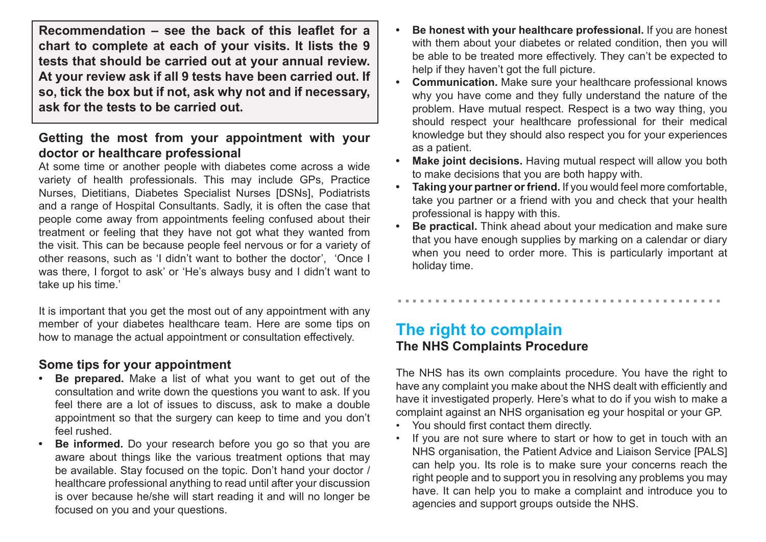**Recommendation – see the back of this leaflet for a chart to complete at each of your visits. It lists the 9 tests that should be carried out at your annual review. At your review ask if all 9 tests have been carried out. If so, tick the box but if not, ask why not and if necessary, ask for the tests to be carried out.**

### Getting the most from your appointment with your doctor or healthcare professional

At some time or another people with diabetes come across a wide variety of health professionals. This may include GPs, Practice Nurses, Dietitians, Diabetes Specialist Nurses [DSNs], Podiatrists and a range of Hospital Consultants. Sadly, it is often the case that people come away from appointments feeling confused about their treatment or feeling that they have not got what they wanted from the visit. This can be because people feel nervous or for a variety of other reasons, such as 'I didn't want to bother the doctor', 'Once I was there, I forgot to ask' or 'He's always busy and I didn't want to take up his time.'

It is important that you get the most out of any appointment with any member of your diabetes healthcare team. Here are some tips on how to manage the actual appointment or consultation effectively.

### Some tips for your appointment

- **Be prepared.** Make a list of what you want to get out of the consultation and write down the questions you want to ask. If you feel there are a lot of issues to discuss, ask to make a double appointment so that the surgery can keep to time and you don't feel rushed.
- **Be informed.** Do your research before you go so that you are aware about things like the various treatment options that may be available. Stay focused on the topic. Don't hand your doctor / healthcare professional anything to read until after your discussion is over because he/she will start reading it and will no longer be focused on you and your questions.
- **Be honest with your healthcare professional.** If you are honest with them about your diabetes or related condition, then you will be able to be treated more effectively. They can't be expected to help if they haven't got the full picture.
- **Communication.** Make sure your healthcare professional knows why you have come and they fully understand the nature of the problem. Have mutual respect. Respect is a two way thing, you should respect your healthcare professional for their medical knowledge but they should also respect you for your experiences as a patient.
- **Make joint decisions.** Having mutual respect will allow you both to make decisions that you are both happy with.
- **Taking your partner or friend.** If you would feel more comfortable, take you partner or a friend with you and check that your health professional is happy with this.
- **Be practical.** Think ahead about your medication and make sure that you have enough supplies by marking on a calendar or diary when you need to order more. This is particularly important at holiday time.

## The right to complain

### The NHS Complaints Procedure

The NHS has its own complaints procedure. You have the right to have any complaint you make about the NHS dealt with efficiently and have it investigated properly. Here's what to do if you wish to make a complaint against an NHS organisation eg your hospital or your GP.

- You should first contact them directly.
- If you are not sure where to start or how to get in touch with an NHS organisation, the Patient Advice and Liaison Service [PALS] can help you. Its role is to make sure your concerns reach the right people and to support you in resolving any problems you may have. It can help you to make a complaint and introduce you to agencies and support groups outside the NHS.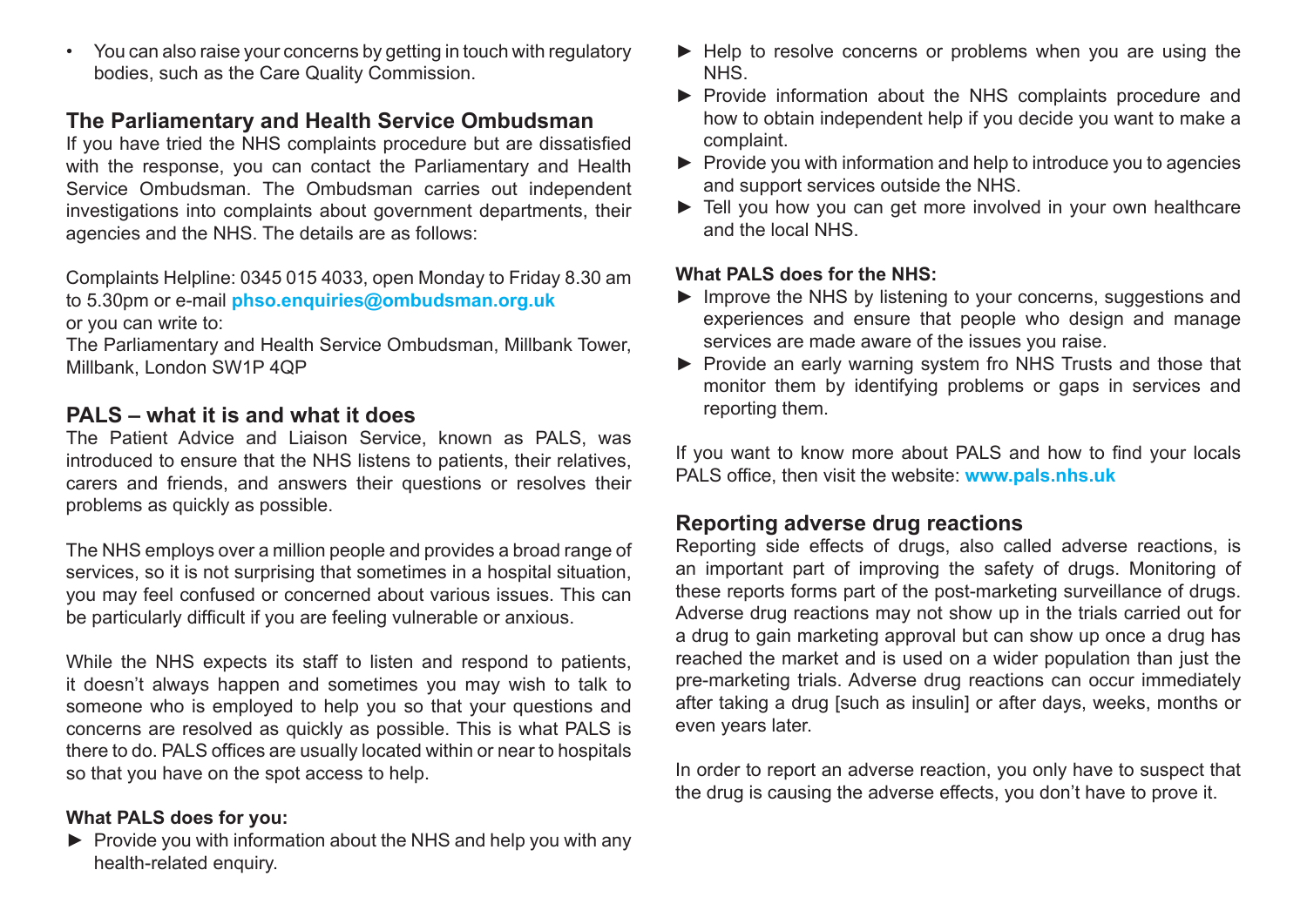- You can also raise your concerns by getting in touch with regulatory bodies, such as the Care Quality Commission.

## The Parliamentary and Health Service Ombudsman

If you have tried the NHS complaints procedure but are dissatisfied with the response, you can contact the Parliamentary and Health Service Ombudsman. The Ombudsman carries out independent investigations into complaints about government departments, their agencies and the NHS. The details are as follows:

Complaints Helpline: 0345 015 4033, open Monday to Friday 8.30 am to 5.30pm or e-mail **phso.enquiries@ombudsman.org.uk**
or you can write to:
The Parliamentary and Health Service Ombudsman, Millbank Tower, Millbank, London SW1P 4QP

## PALS – what it is and what it does

The Patient Advice and Liaison Service, known as PALS, was introduced to ensure that the NHS listens to patients, their relatives, carers and friends, and answers their questions or resolves their problems as quickly as possible.

The NHS employs over a million people and provides a broad range of services, so it is not surprising that sometimes in a hospital situation, you may feel confused or concerned about various issues. This can be particularly difficult if you are feeling vulnerable or anxious.

While the NHS expects its staff to listen and respond to patients, it doesn't always happen and sometimes you may wish to talk to someone who is employed to help you so that your questions and concerns are resolved as quickly as possible. This is what PALS is there to do. PALS offices are usually located within or near to hospitals so that you have on the spot access to help.

**What PALS does for you:**

- Provide you with information about the NHS and help you with any health-related enquiry.
- Help to resolve concerns or problems when you are using the NHS.
- Provide information about the NHS complaints procedure and how to obtain independent help if you decide you want to make a complaint.
- Provide you with information and help to introduce you to agencies and support services outside the NHS.
- Tell you how you can get more involved in your own healthcare and the local NHS.

**What PALS does for the NHS:**

- Improve the NHS by listening to your concerns, suggestions and experiences and ensure that people who design and manage services are made aware of the issues you raise.
- Provide an early warning system fro NHS Trusts and those that monitor them by identifying problems or gaps in services and reporting them.

If you want to know more about PALS and how to find your locals PALS office, then visit the website: **www.pals.nhs.uk**

## Reporting adverse drug reactions

Reporting side effects of drugs, also called adverse reactions, is an important part of improving the safety of drugs. Monitoring of these reports forms part of the post-marketing surveillance of drugs. Adverse drug reactions may not show up in the trials carried out for a drug to gain marketing approval but can show up once a drug has reached the market and is used on a wider population than just the pre-marketing trials. Adverse drug reactions can occur immediately after taking a drug [such as insulin] or after days, weeks, months or even years later.

In order to report an adverse reaction, you only have to suspect that the drug is causing the adverse effects, you don't have to prove it.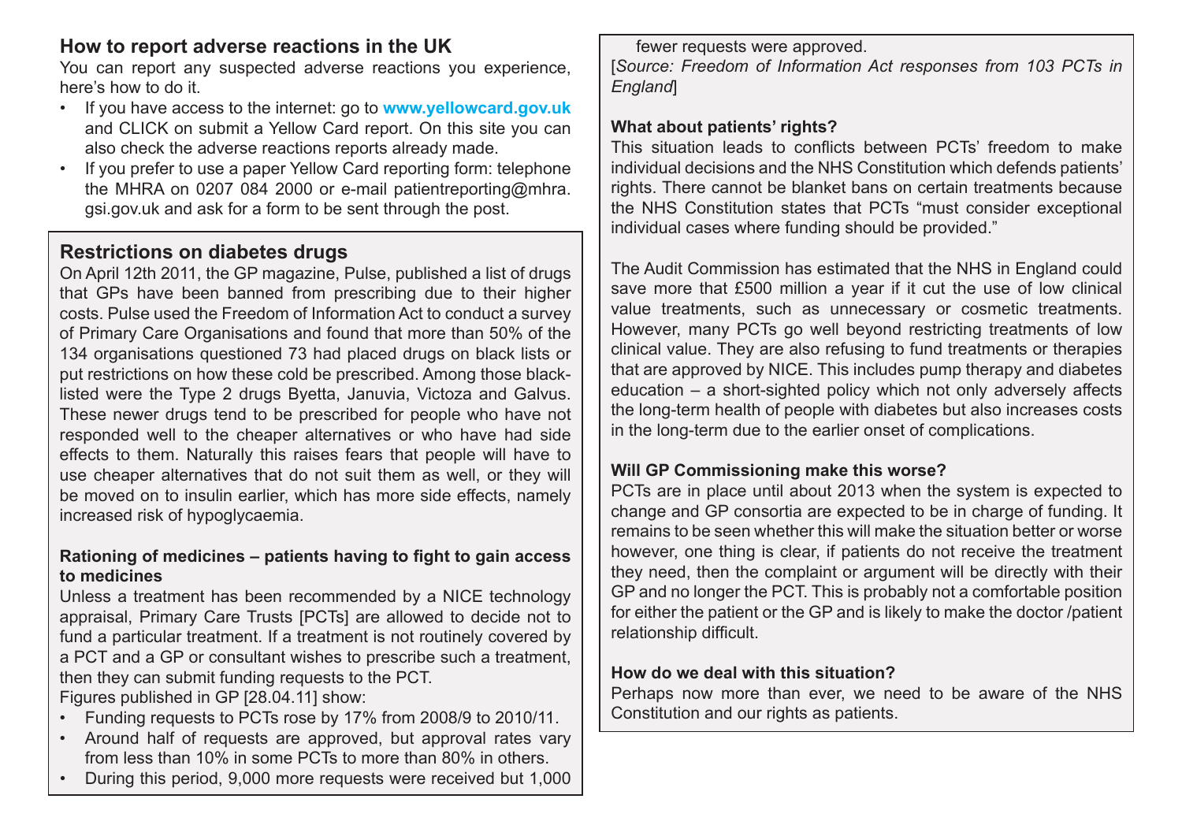## How to report adverse reactions in the UK

You can report any suspected adverse reactions you experience, here's how to do it.

- If you have access to the internet: go to **www.yellowcard.gov.uk** and CLICK on submit a Yellow Card report. On this site you can also check the adverse reactions reports already made.
- If you prefer to use a paper Yellow Card reporting form: telephone the MHRA on 0207 084 2000 or e-mail patientreporting@mhra.gsi.gov.uk and ask for a form to be sent through the post.

## Restrictions on diabetes drugs

On April 12th 2011, the GP magazine, Pulse, published a list of drugs that GPs have been banned from prescribing due to their higher costs. Pulse used the Freedom of Information Act to conduct a survey of Primary Care Organisations and found that more than 50% of the 134 organisations questioned 73 had placed drugs on black lists or put restrictions on how these cold be prescribed. Among those black-listed were the Type 2 drugs Byetta, Januvia, Victoza and Galvus. These newer drugs tend to be prescribed for people who have not responded well to the cheaper alternatives or who have had side effects to them. Naturally this raises fears that people will have to use cheaper alternatives that do not suit them as well, or they will be moved on to insulin earlier, which has more side effects, namely increased risk of hypoglycaemia.

### Rationing of medicines – patients having to fight to gain access to medicines

Unless a treatment has been recommended by a NICE technology appraisal, Primary Care Trusts [PCTs] are allowed to decide not to fund a particular treatment. If a treatment is not routinely covered by a PCT and a GP or consultant wishes to prescribe such a treatment, then they can submit funding requests to the PCT.

Figures published in GP [28.04.11] show:

- Funding requests to PCTs rose by 17% from 2008/9 to 2010/11.
- Around half of requests are approved, but approval rates vary from less than 10% in some PCTs to more than 80% in others.
- During this period, 9,000 more requests were received but 1,000 fewer requests were approved.

[*Source: Freedom of Information Act responses from 103 PCTs in England*]

### What about patients' rights?

This situation leads to conflicts between PCTs' freedom to make individual decisions and the NHS Constitution which defends patients' rights. There cannot be blanket bans on certain treatments because the NHS Constitution states that PCTs "must consider exceptional individual cases where funding should be provided."

The Audit Commission has estimated that the NHS in England could save more that £500 million a year if it cut the use of low clinical value treatments, such as unnecessary or cosmetic treatments. However, many PCTs go well beyond restricting treatments of low clinical value. They are also refusing to fund treatments or therapies that are approved by NICE. This includes pump therapy and diabetes education – a short-sighted policy which not only adversely affects the long-term health of people with diabetes but also increases costs in the long-term due to the earlier onset of complications.

### Will GP Commissioning make this worse?

PCTs are in place until about 2013 when the system is expected to change and GP consortia are expected to be in charge of funding. It remains to be seen whether this will make the situation better or worse however, one thing is clear, if patients do not receive the treatment they need, then the complaint or argument will be directly with their GP and no longer the PCT. This is probably not a comfortable position for either the patient or the GP and is likely to make the doctor /patient relationship difficult.

### How do we deal with this situation?

Perhaps now more than ever, we need to be aware of the NHS Constitution and our rights as patients.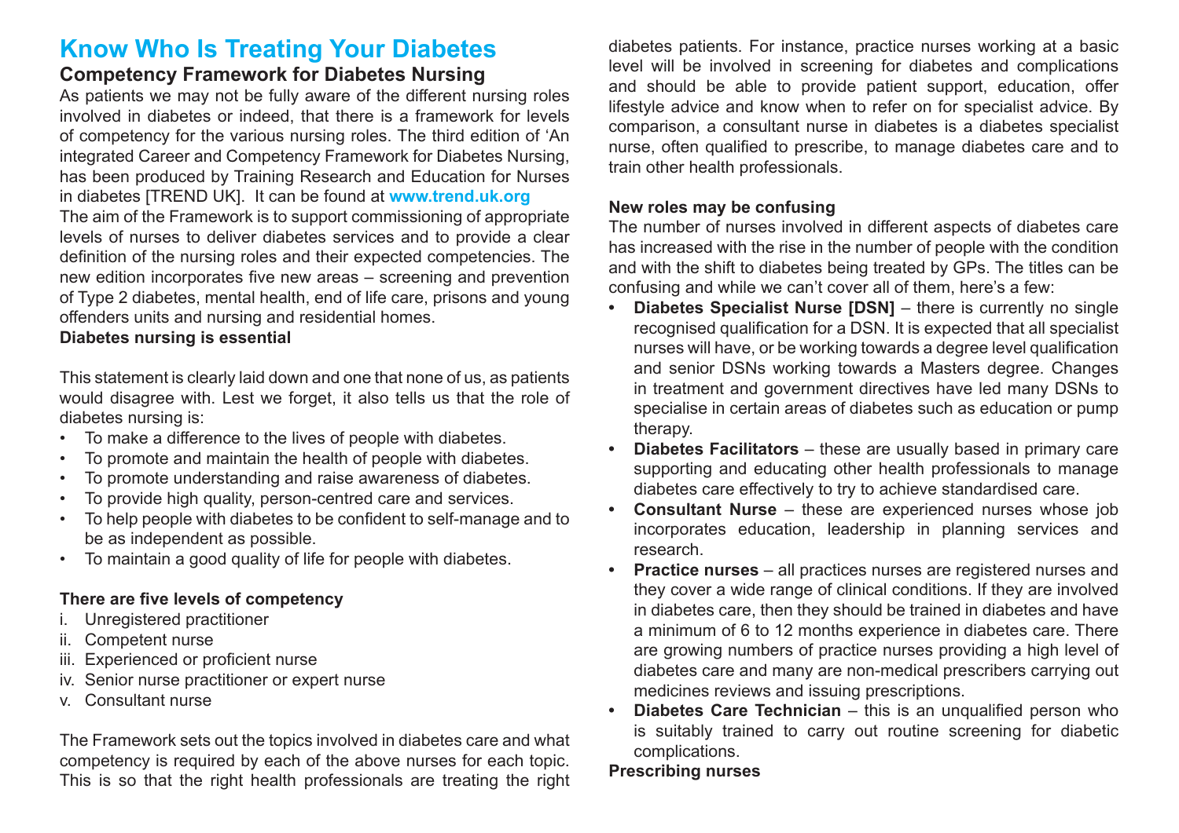# Know Who Is Treating Your Diabetes

## Competency Framework for Diabetes Nursing

As patients we may not be fully aware of the different nursing roles involved in diabetes or indeed, that there is a framework for levels of competency for the various nursing roles. The third edition of 'An integrated Career and Competency Framework for Diabetes Nursing, has been produced by Training Research and Education for Nurses in diabetes [TREND UK]. It can be found at **www.trend.uk.org**

The aim of the Framework is to support commissioning of appropriate levels of nurses to deliver diabetes services and to provide a clear definition of the nursing roles and their expected competencies. The new edition incorporates five new areas – screening and prevention of Type 2 diabetes, mental health, end of life care, prisons and young offenders units and nursing and residential homes.

**Diabetes nursing is essential**

This statement is clearly laid down and one that none of us, as patients would disagree with. Lest we forget, it also tells us that the role of diabetes nursing is:

- To make a difference to the lives of people with diabetes.
- To promote and maintain the health of people with diabetes.
- To promote understanding and raise awareness of diabetes.
- To provide high quality, person-centred care and services.
- To help people with diabetes to be confident to self-manage and to be as independent as possible.
- To maintain a good quality of life for people with diabetes.

**There are five levels of competency**

i. Unregistered practitioner
ii. Competent nurse
iii. Experienced or proficient nurse
iv. Senior nurse practitioner or expert nurse
v. Consultant nurse

The Framework sets out the topics involved in diabetes care and what competency is required by each of the above nurses for each topic. This is so that the right health professionals are treating the right diabetes patients. For instance, practice nurses working at a basic level will be involved in screening for diabetes and complications and should be able to provide patient support, education, offer lifestyle advice and know when to refer on for specialist advice. By comparison, a consultant nurse in diabetes is a diabetes specialist nurse, often qualified to prescribe, to manage diabetes care and to train other health professionals.

**New roles may be confusing**

The number of nurses involved in different aspects of diabetes care has increased with the rise in the number of people with the condition and with the shift to diabetes being treated by GPs. The titles can be confusing and while we can't cover all of them, here's a few:

- **Diabetes Specialist Nurse [DSN]** – there is currently no single recognised qualification for a DSN. It is expected that all specialist nurses will have, or be working towards a degree level qualification and senior DSNs working towards a Masters degree. Changes in treatment and government directives have led many DSNs to specialise in certain areas of diabetes such as education or pump therapy.
- **Diabetes Facilitators** – these are usually based in primary care supporting and educating other health professionals to manage diabetes care effectively to try to achieve standardised care.
- **Consultant Nurse** – these are experienced nurses whose job incorporates education, leadership in planning services and research.
- **Practice nurses** – all practices nurses are registered nurses and they cover a wide range of clinical conditions. If they are involved in diabetes care, then they should be trained in diabetes and have a minimum of 6 to 12 months experience in diabetes care. There are growing numbers of practice nurses providing a high level of diabetes care and many are non-medical prescribers carrying out medicines reviews and issuing prescriptions.
- **Diabetes Care Technician** – this is an unqualified person who is suitably trained to carry out routine screening for diabetic complications.

**Prescribing nurses**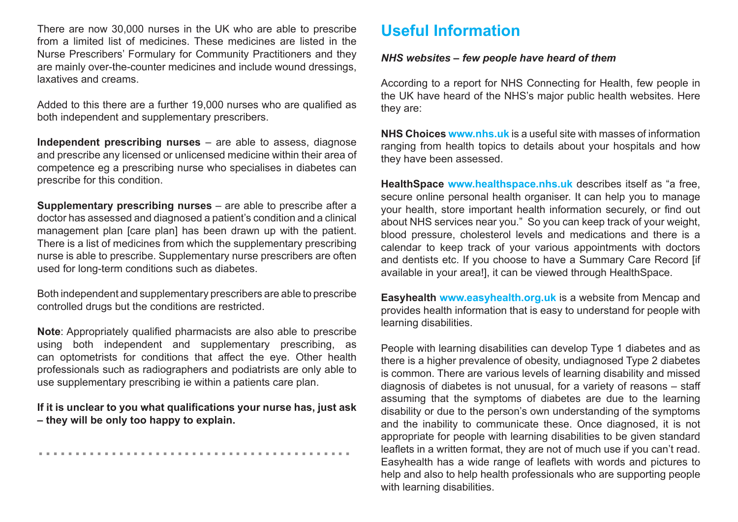There are now 30,000 nurses in the UK who are able to prescribe from a limited list of medicines. These medicines are listed in the Nurse Prescribers' Formulary for Community Practitioners and they are mainly over-the-counter medicines and include wound dressings, laxatives and creams.

Added to this there are a further 19,000 nurses who are qualified as both independent and supplementary prescribers.

**Independent prescribing nurses** – are able to assess, diagnose and prescribe any licensed or unlicensed medicine within their area of competence eg a prescribing nurse who specialises in diabetes can prescribe for this condition.

**Supplementary prescribing nurses** – are able to prescribe after a doctor has assessed and diagnosed a patient's condition and a clinical management plan [care plan] has been drawn up with the patient. There is a list of medicines from which the supplementary prescribing nurse is able to prescribe. Supplementary nurse prescribers are often used for long-term conditions such as diabetes.

Both independent and supplementary prescribers are able to prescribe controlled drugs but the conditions are restricted.

**Note**: Appropriately qualified pharmacists are also able to prescribe using both independent and supplementary prescribing, as can optometrists for conditions that affect the eye. Other health professionals such as radiographers and podiatrists are only able to use supplementary prescribing ie within a patients care plan.

**If it is unclear to you what qualifications your nurse has, just ask – they will be only too happy to explain.**

# Useful Information

***NHS websites – few people have heard of them***

According to a report for NHS Connecting for Health, few people in the UK have heard of the NHS's major public health websites. Here they are:

**NHS Choices** **www.nhs.uk** is a useful site with masses of information ranging from health topics to details about your hospitals and how they have been assessed.

**HealthSpace** **www.healthspace.nhs.uk** describes itself as "a free, secure online personal health organiser. It can help you to manage your health, store important health information securely, or find out about NHS services near you." So you can keep track of your weight, blood pressure, cholesterol levels and medications and there is a calendar to keep track of your various appointments with doctors and dentists etc. If you choose to have a Summary Care Record [if available in your area!], it can be viewed through HealthSpace.

**Easyhealth** **www.easyhealth.org.uk** is a website from Mencap and provides health information that is easy to understand for people with learning disabilities.

People with learning disabilities can develop Type 1 diabetes and as there is a higher prevalence of obesity, undiagnosed Type 2 diabetes is common. There are various levels of learning disability and missed diagnosis of diabetes is not unusual, for a variety of reasons – staff assuming that the symptoms of diabetes are due to the learning disability or due to the person's own understanding of the symptoms and the inability to communicate these. Once diagnosed, it is not appropriate for people with learning disabilities to be given standard leaflets in a written format, they are not of much use if you can't read. Easyhealth has a wide range of leaflets with words and pictures to help and also to help health professionals who are supporting people with learning disabilities.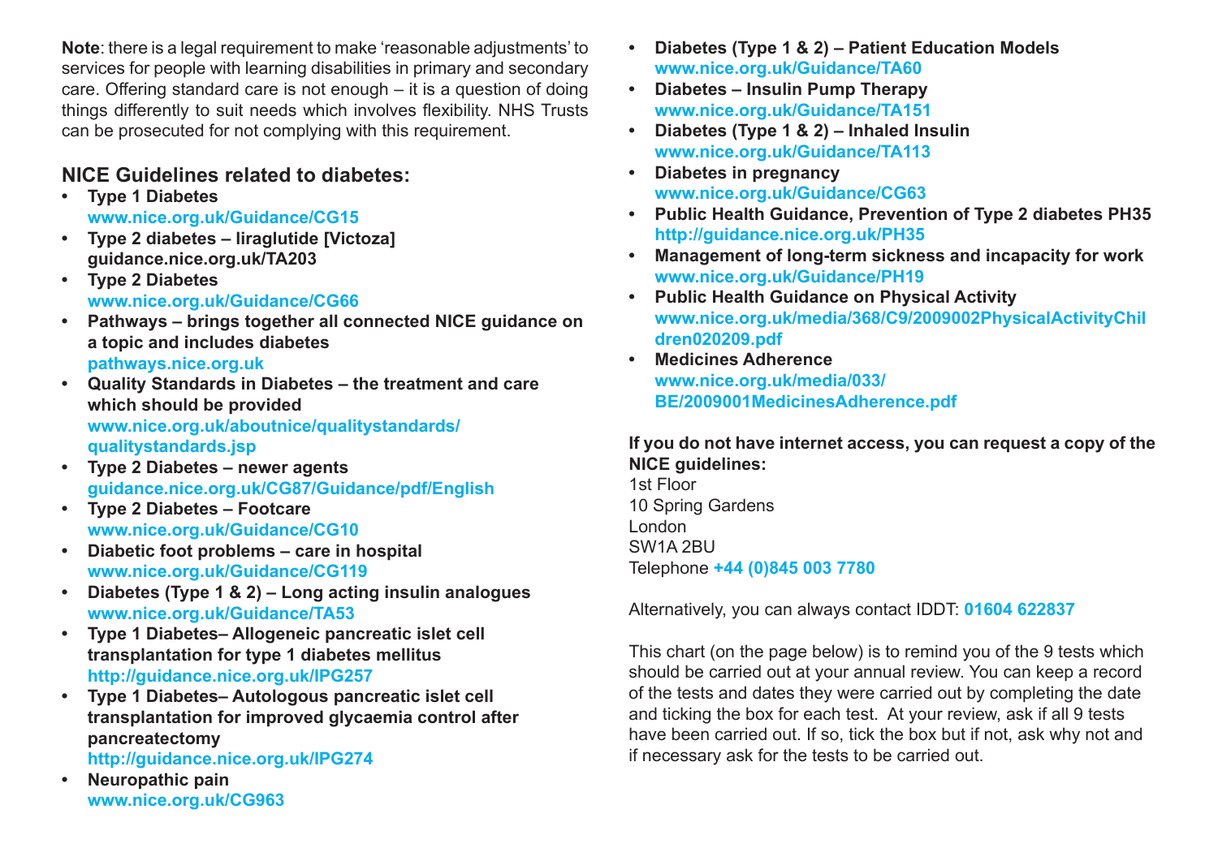**Note**: there is a legal requirement to make 'reasonable adjustments' to services for people with learning disabilities in primary and secondary care. Offering standard care is not enough – it is a question of doing things differently to suit needs which involves flexibility. NHS Trusts can be prosecuted for not complying with this requirement.

## NICE Guidelines related to diabetes:

- **Type 1 Diabetes**
  www.nice.org.uk/Guidance/CG15
- **Type 2 diabetes – liraglutide [Victoza]**
  **guidance.nice.org.uk/TA203**
- **Type 2 Diabetes**
  www.nice.org.uk/Guidance/CG66
- **Pathways – brings together all connected NICE guidance on a topic and includes diabetes**
  pathways.nice.org.uk
- **Quality Standards in Diabetes – the treatment and care which should be provided**
  www.nice.org.uk/aboutnice/qualitystandards/qualitystandards.jsp
- **Type 2 Diabetes – newer agents**
  guidance.nice.org.uk/CG87/Guidance/pdf/English
- **Type 2 Diabetes – Footcare**
  www.nice.org.uk/Guidance/CG10
- **Diabetic foot problems – care in hospital**
  www.nice.org.uk/Guidance/CG119
- **Diabetes (Type 1 & 2) – Long acting insulin analogues**
  www.nice.org.uk/Guidance/TA53
- **Type 1 Diabetes– Allogeneic pancreatic islet cell transplantation for type 1 diabetes mellitus**
  http://guidance.nice.org.uk/IPG257
- **Type 1 Diabetes– Autologous pancreatic islet cell transplantation for improved glycaemia control after pancreatectomy**
  http://guidance.nice.org.uk/IPG274
- **Neuropathic pain**
  www.nice.org.uk/CG963
- **Diabetes (Type 1 & 2) – Patient Education Models**
  www.nice.org.uk/Guidance/TA60
- **Diabetes – Insulin Pump Therapy**
  www.nice.org.uk/Guidance/TA151
- **Diabetes (Type 1 & 2) – Inhaled Insulin**
  www.nice.org.uk/Guidance/TA113
- **Diabetes in pregnancy**
  www.nice.org.uk/Guidance/CG63
- **Public Health Guidance, Prevention of Type 2 diabetes PH35**
  http://guidance.nice.org.uk/PH35
- **Management of long-term sickness and incapacity for work**
  www.nice.org.uk/Guidance/PH19
- **Public Health Guidance on Physical Activity**
  www.nice.org.uk/media/368/C9/2009002PhysicalActivityChildren020209.pdf
- **Medicines Adherence**
  www.nice.org.uk/media/033/BE/2009001MedicinesAdherence.pdf

**If you do not have internet access, you can request a copy of the NICE guidelines:**
1st Floor
10 Spring Gardens
London
SW1A 2BU
Telephone **+44 (0)845 003 7780**

Alternatively, you can always contact IDDT: **01604 622837**

This chart (on the page below) is to remind you of the 9 tests which should be carried out at your annual review. You can keep a record of the tests and dates they were carried out by completing the date and ticking the box for each test. At your review, ask if all 9 tests have been carried out. If so, tick the box but if not, ask why not and if necessary ask for the tests to be carried out.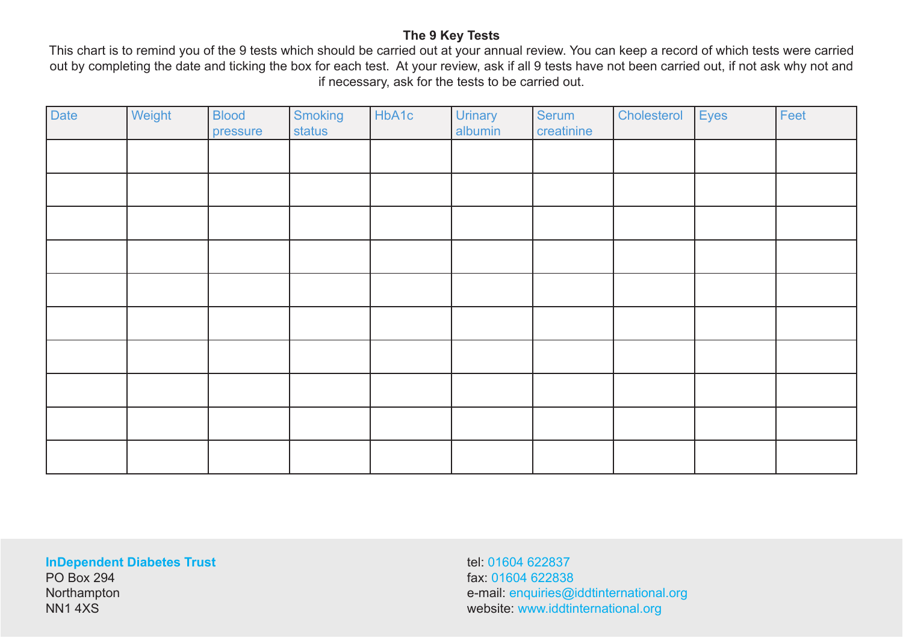## The 9 Key Tests

This chart is to remind you of the 9 tests which should be carried out at your annual review. You can keep a record of which tests were carried out by completing the date and ticking the box for each test. At your review, ask if all 9 tests have not been carried out, if not ask why not and if necessary, ask for the tests to be carried out.

| Date | Weight | Blood pressure | Smoking status | HbA1c | Urinary albumin | Serum creatinine | Cholesterol | Eyes | Feet |
|---|---|---|---|---|---|---|---|---|---|
| | | | | | | | | | |
| | | | | | | | | | |
| | | | | | | | | | |
| | | | | | | | | | |
| | | | | | | | | | |
| | | | | | | | | | |
| | | | | | | | | | |
| | | | | | | | | | |
| | | | | | | | | | |
| | | | | | | | | | |

**InDependent Diabetes Trust**
PO Box 294
Northampton
NN1 4XS

tel: 01604 622837
fax: 01604 622838
e-mail: enquiries@iddtinternational.org
website: www.iddtinternational.org